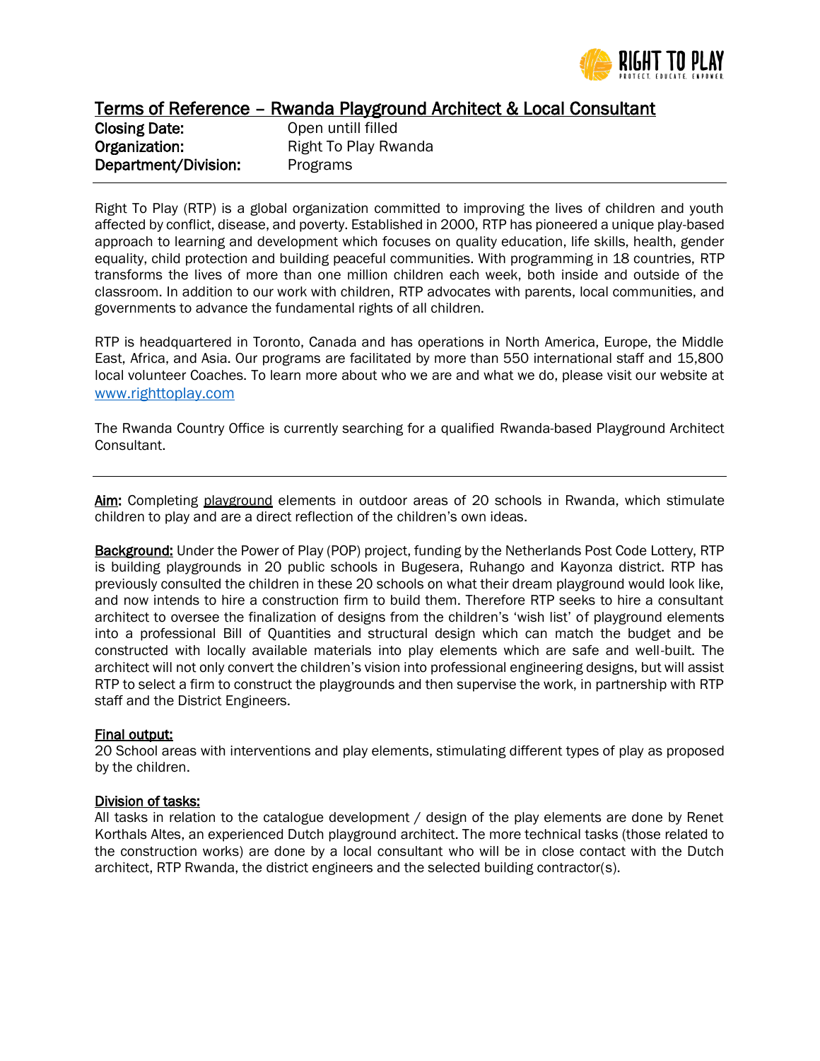# Terms of Reference – Rwanda Playground Architect & Local Consultant

**Closing Date:** Open untill filled
**Organization:** Right To Play Rwanda
**Department/Division:** Programs

---

Right To Play (RTP) is a global organization committed to improving the lives of children and youth affected by conflict, disease, and poverty. Established in 2000, RTP has pioneered a unique play-based approach to learning and development which focuses on quality education, life skills, health, gender equality, child protection and building peaceful communities. With programming in 18 countries, RTP transforms the lives of more than one million children each week, both inside and outside of the classroom. In addition to our work with children, RTP advocates with parents, local communities, and governments to advance the fundamental rights of all children.

RTP is headquartered in Toronto, Canada and has operations in North America, Europe, the Middle East, Africa, and Asia. Our programs are facilitated by more than 550 international staff and 15,800 local volunteer Coaches. To learn more about who we are and what we do, please visit our website at [www.righttoplay.com](http://www.righttoplay.com)

The Rwanda Country Office is currently searching for a qualified Rwanda-based Playground Architect Consultant.

---

**Aim:** Completing playground elements in outdoor areas of 20 schools in Rwanda, which stimulate children to play and are a direct reflection of the children's own ideas.

**Background:** Under the Power of Play (POP) project, funding by the Netherlands Post Code Lottery, RTP is building playgrounds in 20 public schools in Bugesera, Ruhango and Kayonza district. RTP has previously consulted the children in these 20 schools on what their dream playground would look like, and now intends to hire a construction firm to build them. Therefore RTP seeks to hire a consultant architect to oversee the finalization of designs from the children's 'wish list' of playground elements into a professional Bill of Quantities and structural design which can match the budget and be constructed with locally available materials into play elements which are safe and well-built. The architect will not only convert the children's vision into professional engineering designs, but will assist RTP to select a firm to construct the playgrounds and then supervise the work, in partnership with RTP staff and the District Engineers.

**Final output:**

20 School areas with interventions and play elements, stimulating different types of play as proposed by the children.

**Division of tasks:**

All tasks in relation to the catalogue development / design of the play elements are done by Renet Korthals Altes, an experienced Dutch playground architect. The more technical tasks (those related to the construction works) are done by a local consultant who will be in close contact with the Dutch architect, RTP Rwanda, the district engineers and the selected building contractor(s).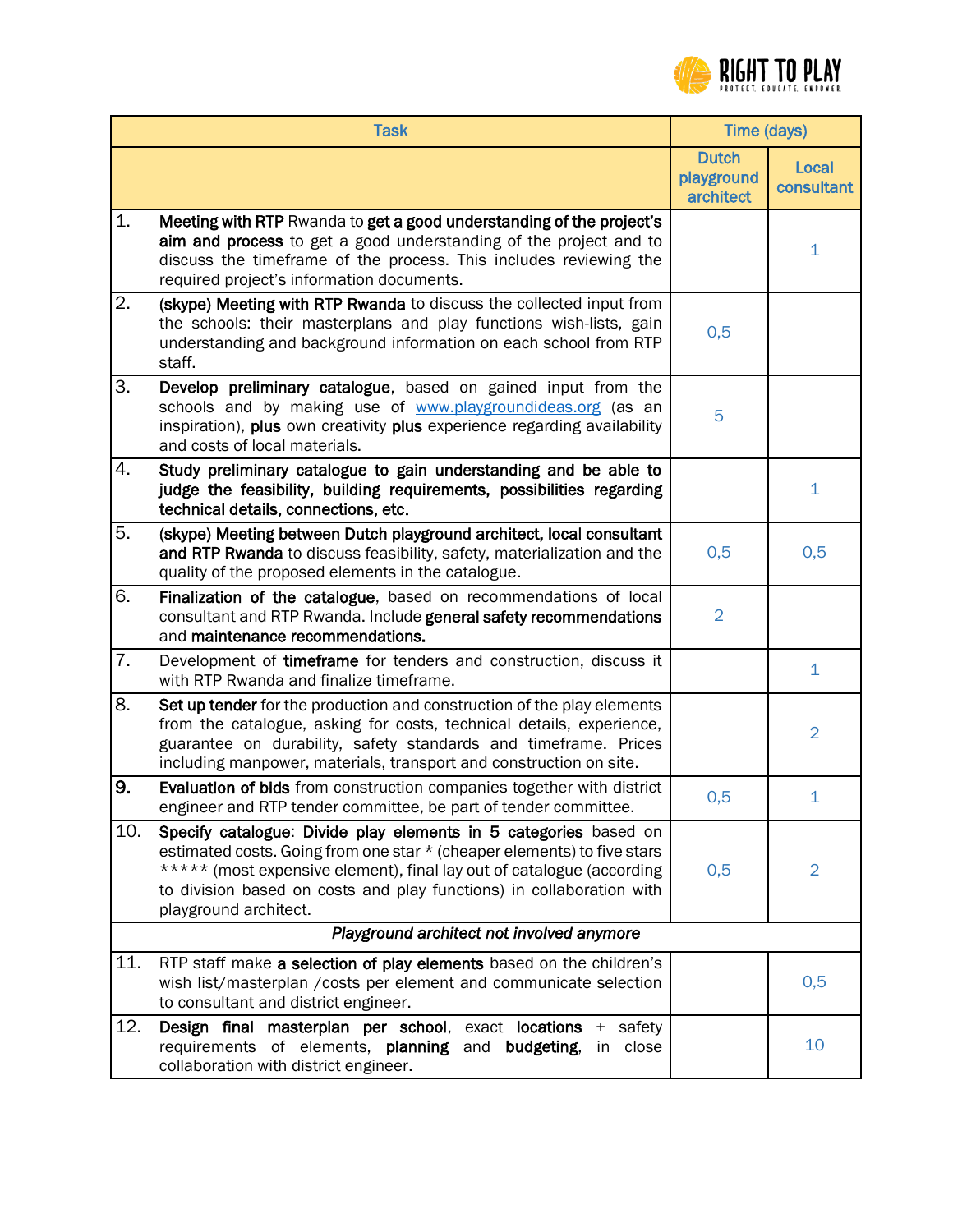| Task | Time (days) | |
|---|---|---|
| | Dutch playground architect | Local consultant |
| 1. **Meeting with RTP** Rwanda to **get a good understanding of the project's aim and process** to get a good understanding of the project and to discuss the timeframe of the process. This includes reviewing the required project's information documents. | | 1 |
| 2. **(skype) Meeting with RTP Rwanda** to discuss the collected input from the schools: their masterplans and play functions wish-lists, gain understanding and background information on each school from RTP staff. | 0,5 | |
| 3. **Develop preliminary catalogue**, based on gained input from the schools and by making use of www.playgroundideas.org (as an inspiration), **plus** own creativity **plus** experience regarding availability and costs of local materials. | 5 | |
| 4. **Study preliminary catalogue to gain understanding and be able to judge the feasibility, building requirements, possibilities regarding technical details, connections, etc.** | | 1 |
| 5. **(skype) Meeting between Dutch playground architect, local consultant and RTP Rwanda** to discuss feasibility, safety, materialization and the quality of the proposed elements in the catalogue. | 0,5 | 0,5 |
| 6. **Finalization of the catalogue**, based on recommendations of local consultant and RTP Rwanda. Include **general safety recommendations** and **maintenance recommendations.** | 2 | |
| 7. Development of **timeframe** for tenders and construction, discuss it with RTP Rwanda and finalize timeframe. | | 1 |
| 8. **Set up tender** for the production and construction of the play elements from the catalogue, asking for costs, technical details, experience, guarantee on durability, safety standards and timeframe. Prices including manpower, materials, transport and construction on site. | | 2 |
| **9.** **Evaluation of bids** from construction companies together with district engineer and RTP tender committee, be part of tender committee. | 0,5 | 1 |
| 10. **Specify catalogue**: **Divide play elements in 5 categories** based on estimated costs. Going from one star * (cheaper elements) to five stars ***** (most expensive element), final lay out of catalogue (according to division based on costs and play functions) in collaboration with playground architect. | 0,5 | 2 |
| ***Playground architect not involved anymore*** | | |
| 11. RTP staff make **a selection of play elements** based on the children's wish list/masterplan /costs per element and communicate selection to consultant and district engineer. | | 0,5 |
| 12. **Design final masterplan per school**, exact **locations** + safety requirements of elements, **planning** and **budgeting**, in close collaboration with district engineer. | | 10 |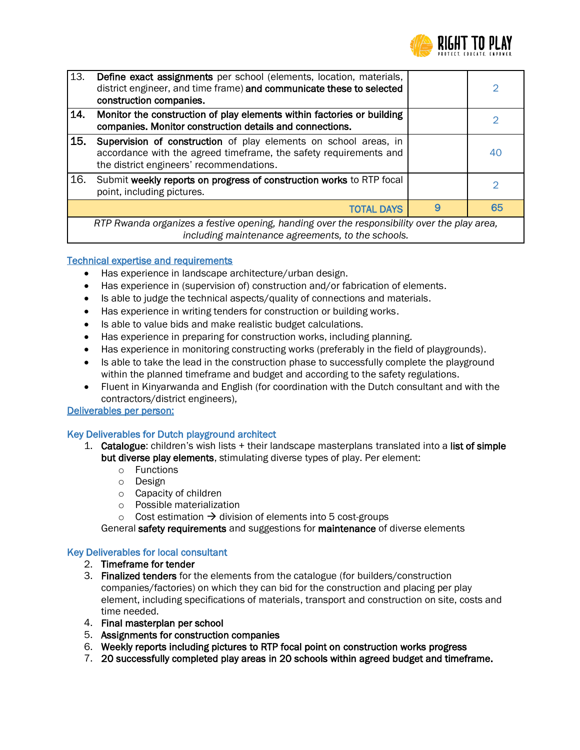| | | | |
|---|---|---|---|
| 13. | **Define exact assignments** per school (elements, location, materials, district engineer, and time frame) **and communicate these to selected construction companies.** | | 2 |
| **14.** | **Monitor the construction of play elements within factories or building companies. Monitor construction details and connections.** | | 2 |
| **15.** | **Supervision of construction** of play elements on school areas, in accordance with the agreed timeframe, the safety requirements and the district engineers' recommendations. | | 40 |
| 16. | Submit **weekly reports on progress of construction works** to RTP focal point, including pictures. | | 2 |
| | **TOTAL DAYS** | 9 | 65 |
| *RTP Rwanda organizes a festive opening, handing over the responsibility over the play area, including maintenance agreements, to the schools.* | | | |

## Technical expertise and requirements

- Has experience in landscape architecture/urban design.
- Has experience in (supervision of) construction and/or fabrication of elements.
- Is able to judge the technical aspects/quality of connections and materials.
- Has experience in writing tenders for construction or building works.
- Is able to value bids and make realistic budget calculations.
- Has experience in preparing for construction works, including planning.
- Has experience in monitoring constructing works (preferably in the field of playgrounds).
- Is able to take the lead in the construction phase to successfully complete the playground within the planned timeframe and budget and according to the safety regulations.
- Fluent in Kinyarwanda and English (for coordination with the Dutch consultant and with the contractors/district engineers),

## Deliverables per person:

### Key Deliverables for Dutch playground architect

1. **Catalogue**: children's wish lists + their landscape masterplans translated into a **list of simple but diverse play elements**, stimulating diverse types of play. Per element:
   - Functions
   - Design
   - Capacity of children
   - Possible materialization
   - Cost estimation → division of elements into 5 cost-groups

   General **safety requirements** and suggestions for **maintenance** of diverse elements

### Key Deliverables for local consultant

2. **Timeframe for tender**
3. **Finalized tenders** for the elements from the catalogue (for builders/construction companies/factories) on which they can bid for the construction and placing per play element, including specifications of materials, transport and construction on site, costs and time needed.
4. **Final masterplan per school**
5. **Assignments for construction companies**
6. **Weekly reports including pictures to RTP focal point on construction works progress**
7. **20 successfully completed play areas in 20 schools within agreed budget and timeframe.**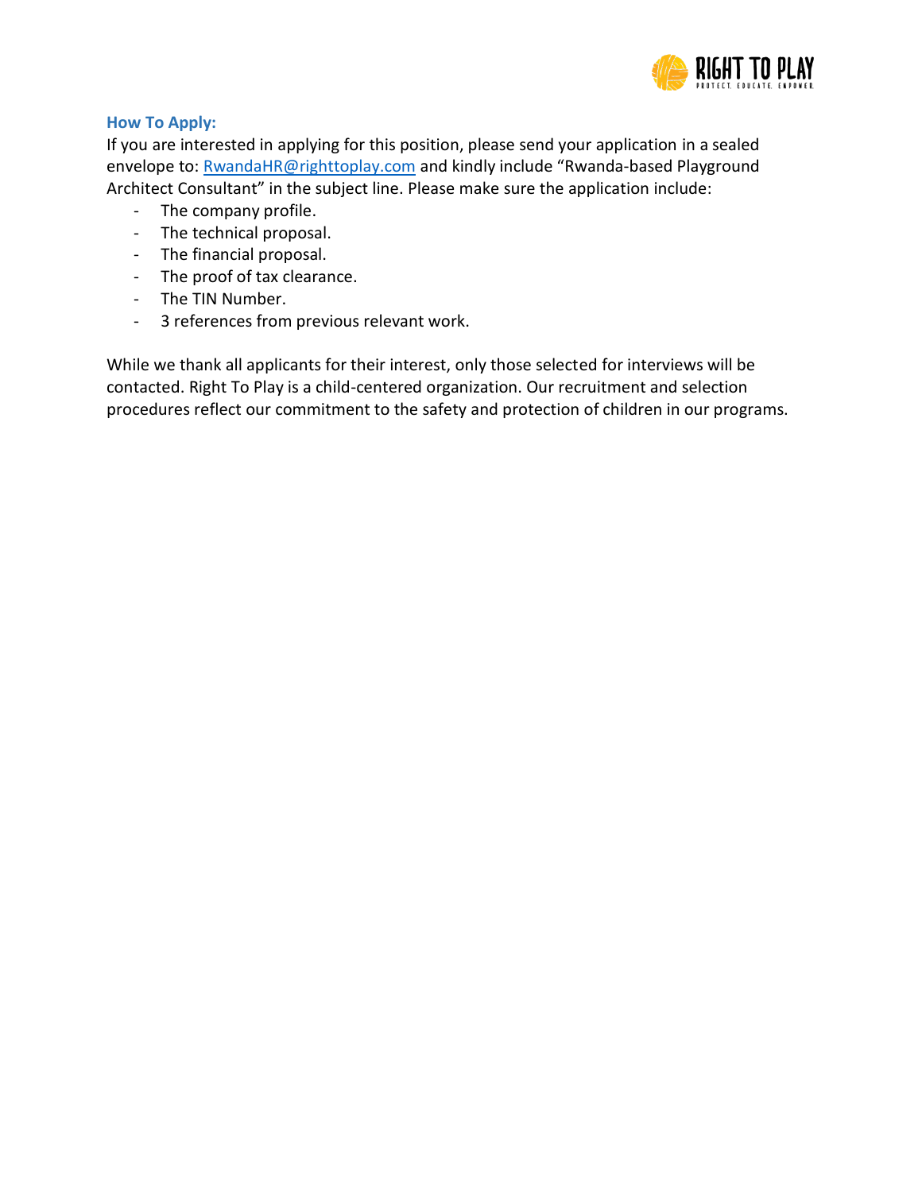### How To Apply:

If you are interested in applying for this position, please send your application in a sealed envelope to: RwandaHR@righttoplay.com and kindly include "Rwanda-based Playground Architect Consultant" in the subject line. Please make sure the application include:

- The company profile.
- The technical proposal.
- The financial proposal.
- The proof of tax clearance.
- The TIN Number.
- 3 references from previous relevant work.

While we thank all applicants for their interest, only those selected for interviews will be contacted. Right To Play is a child-centered organization. Our recruitment and selection procedures reflect our commitment to the safety and protection of children in our programs.